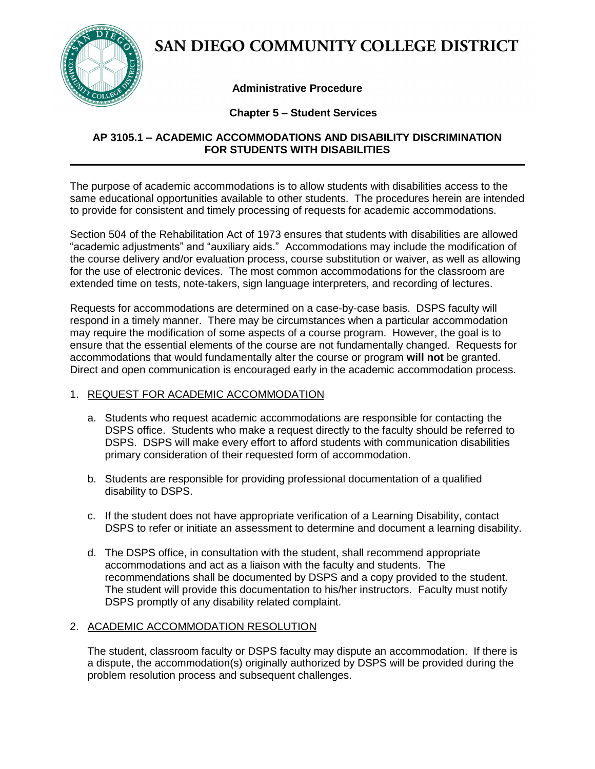# SAN DIEGO COMMUNITY COLLEGE DISTRICT

**Administrative Procedure**

**Chapter 5 – Student Services**

## AP 3105.1 – ACADEMIC ACCOMMODATIONS AND DISABILITY DISCRIMINATION FOR STUDENTS WITH DISABILITIES

The purpose of academic accommodations is to allow students with disabilities access to the same educational opportunities available to other students. The procedures herein are intended to provide for consistent and timely processing of requests for academic accommodations.

Section 504 of the Rehabilitation Act of 1973 ensures that students with disabilities are allowed "academic adjustments" and "auxiliary aids." Accommodations may include the modification of the course delivery and/or evaluation process, course substitution or waiver, as well as allowing for the use of electronic devices. The most common accommodations for the classroom are extended time on tests, note-takers, sign language interpreters, and recording of lectures.

Requests for accommodations are determined on a case-by-case basis. DSPS faculty will respond in a timely manner. There may be circumstances when a particular accommodation may require the modification of some aspects of a course program. However, the goal is to ensure that the essential elements of the course are not fundamentally changed. Requests for accommodations that would fundamentally alter the course or program **will not** be granted. Direct and open communication is encouraged early in the academic accommodation process.

1. REQUEST FOR ACADEMIC ACCOMMODATION

   a. Students who request academic accommodations are responsible for contacting the DSPS office. Students who make a request directly to the faculty should be referred to DSPS. DSPS will make every effort to afford students with communication disabilities primary consideration of their requested form of accommodation.

   b. Students are responsible for providing professional documentation of a qualified disability to DSPS.

   c. If the student does not have appropriate verification of a Learning Disability, contact DSPS to refer or initiate an assessment to determine and document a learning disability.

   d. The DSPS office, in consultation with the student, shall recommend appropriate accommodations and act as a liaison with the faculty and students. The recommendations shall be documented by DSPS and a copy provided to the student. The student will provide this documentation to his/her instructors. Faculty must notify DSPS promptly of any disability related complaint.

2. ACADEMIC ACCOMMODATION RESOLUTION

   The student, classroom faculty or DSPS faculty may dispute an accommodation. If there is a dispute, the accommodation(s) originally authorized by DSPS will be provided during the problem resolution process and subsequent challenges.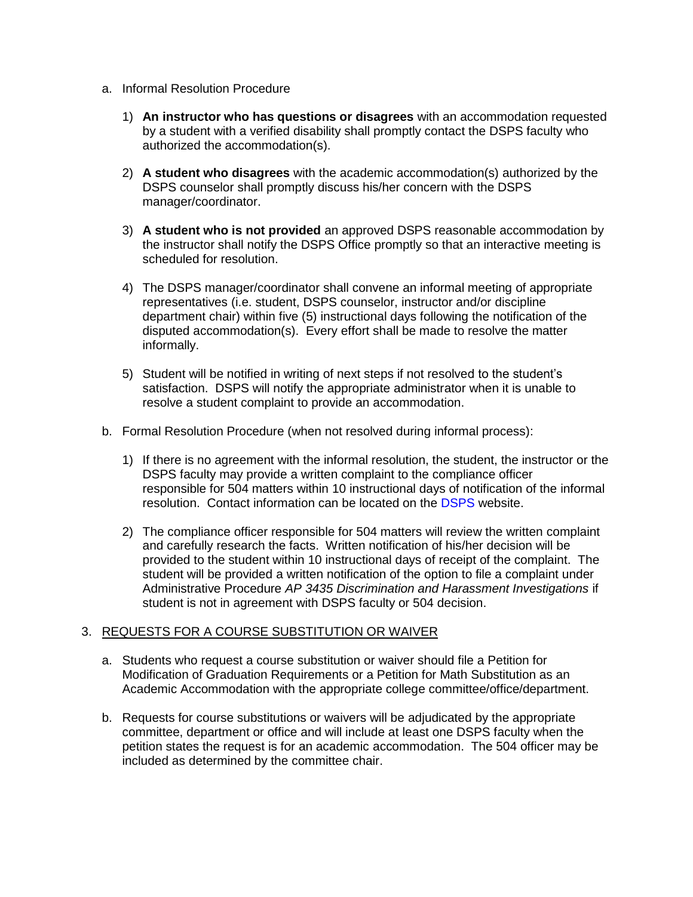a. Informal Resolution Procedure

   1) **An instructor who has questions or disagrees** with an accommodation requested by a student with a verified disability shall promptly contact the DSPS faculty who authorized the accommodation(s).

   2) **A student who disagrees** with the academic accommodation(s) authorized by the DSPS counselor shall promptly discuss his/her concern with the DSPS manager/coordinator.

   3) **A student who is not provided** an approved DSPS reasonable accommodation by the instructor shall notify the DSPS Office promptly so that an interactive meeting is scheduled for resolution.

   4) The DSPS manager/coordinator shall convene an informal meeting of appropriate representatives (i.e. student, DSPS counselor, instructor and/or discipline department chair) within five (5) instructional days following the notification of the disputed accommodation(s). Every effort shall be made to resolve the matter informally.

   5) Student will be notified in writing of next steps if not resolved to the student's satisfaction. DSPS will notify the appropriate administrator when it is unable to resolve a student complaint to provide an accommodation.

b. Formal Resolution Procedure (when not resolved during informal process):

   1) If there is no agreement with the informal resolution, the student, the instructor or the DSPS faculty may provide a written complaint to the compliance officer responsible for 504 matters within 10 instructional days of notification of the informal resolution. Contact information can be located on the DSPS website.

   2) The compliance officer responsible for 504 matters will review the written complaint and carefully research the facts. Written notification of his/her decision will be provided to the student within 10 instructional days of receipt of the complaint. The student will be provided a written notification of the option to file a complaint under Administrative Procedure *AP 3435 Discrimination and Harassment Investigations* if student is not in agreement with DSPS faculty or 504 decision.

3. <u>REQUESTS FOR A COURSE SUBSTITUTION OR WAIVER</u>

   a. Students who request a course substitution or waiver should file a Petition for Modification of Graduation Requirements or a Petition for Math Substitution as an Academic Accommodation with the appropriate college committee/office/department.

   b. Requests for course substitutions or waivers will be adjudicated by the appropriate committee, department or office and will include at least one DSPS faculty when the petition states the request is for an academic accommodation. The 504 officer may be included as determined by the committee chair.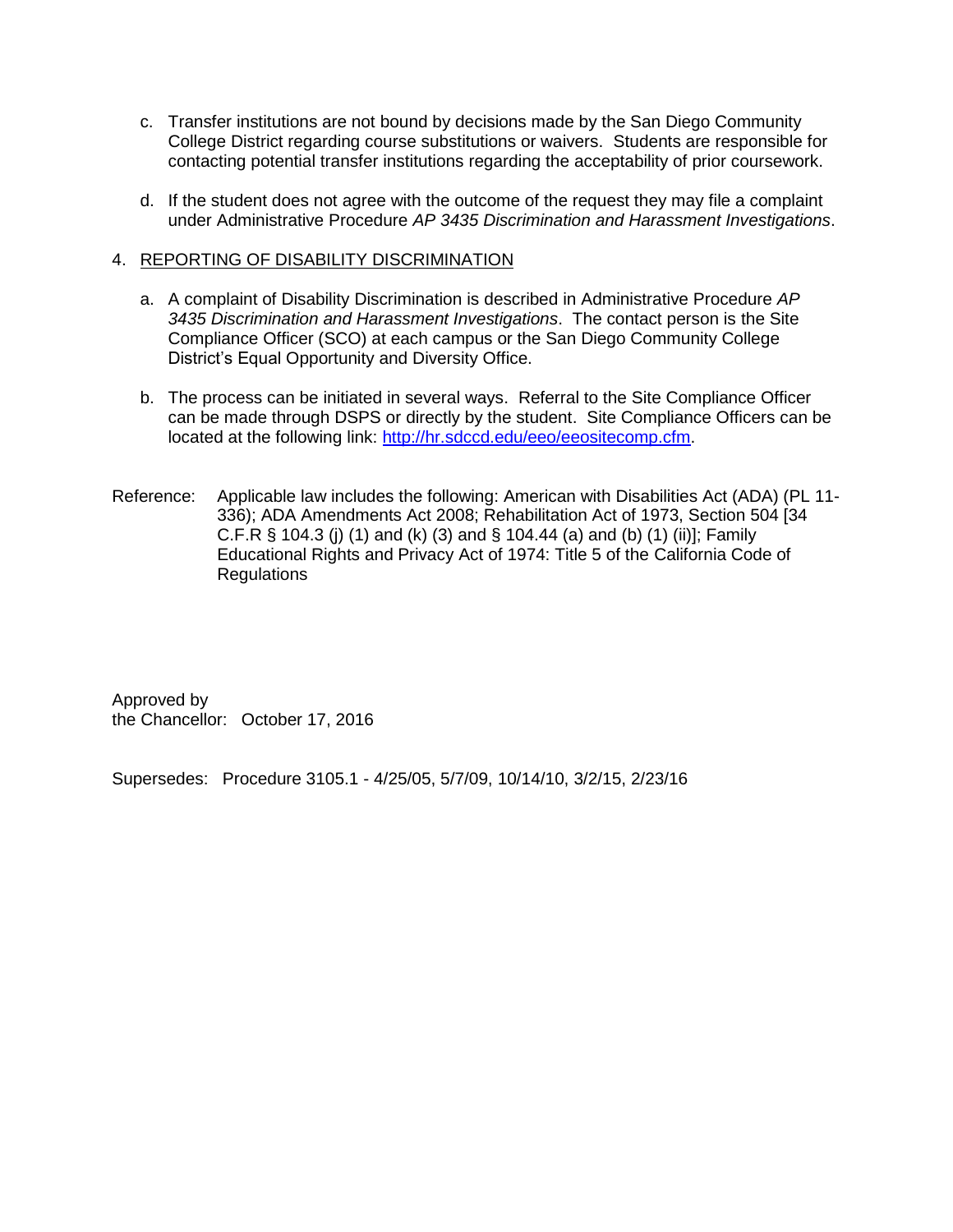c. Transfer institutions are not bound by decisions made by the San Diego Community College District regarding course substitutions or waivers. Students are responsible for contacting potential transfer institutions regarding the acceptability of prior coursework.

d. If the student does not agree with the outcome of the request they may file a complaint under Administrative Procedure *AP 3435 Discrimination and Harassment Investigations*.

4. <u>REPORTING OF DISABILITY DISCRIMINATION</u>

a. A complaint of Disability Discrimination is described in Administrative Procedure *AP 3435 Discrimination and Harassment Investigations*. The contact person is the Site Compliance Officer (SCO) at each campus or the San Diego Community College District's Equal Opportunity and Diversity Office.

b. The process can be initiated in several ways. Referral to the Site Compliance Officer can be made through DSPS or directly by the student. Site Compliance Officers can be located at the following link: [http://hr.sdccd.edu/eeo/eeositecomp.cfm](http://hr.sdccd.edu/eeo/eeositecomp.cfm).

Reference: Applicable law includes the following: American with Disabilities Act (ADA) (PL 11-336); ADA Amendments Act 2008; Rehabilitation Act of 1973, Section 504 [34 C.F.R § 104.3 (j) (1) and (k) (3) and § 104.44 (a) and (b) (1) (ii)]; Family Educational Rights and Privacy Act of 1974: Title 5 of the California Code of Regulations

Approved by
the Chancellor: October 17, 2016

Supersedes: Procedure 3105.1 - 4/25/05, 5/7/09, 10/14/10, 3/2/15, 2/23/16